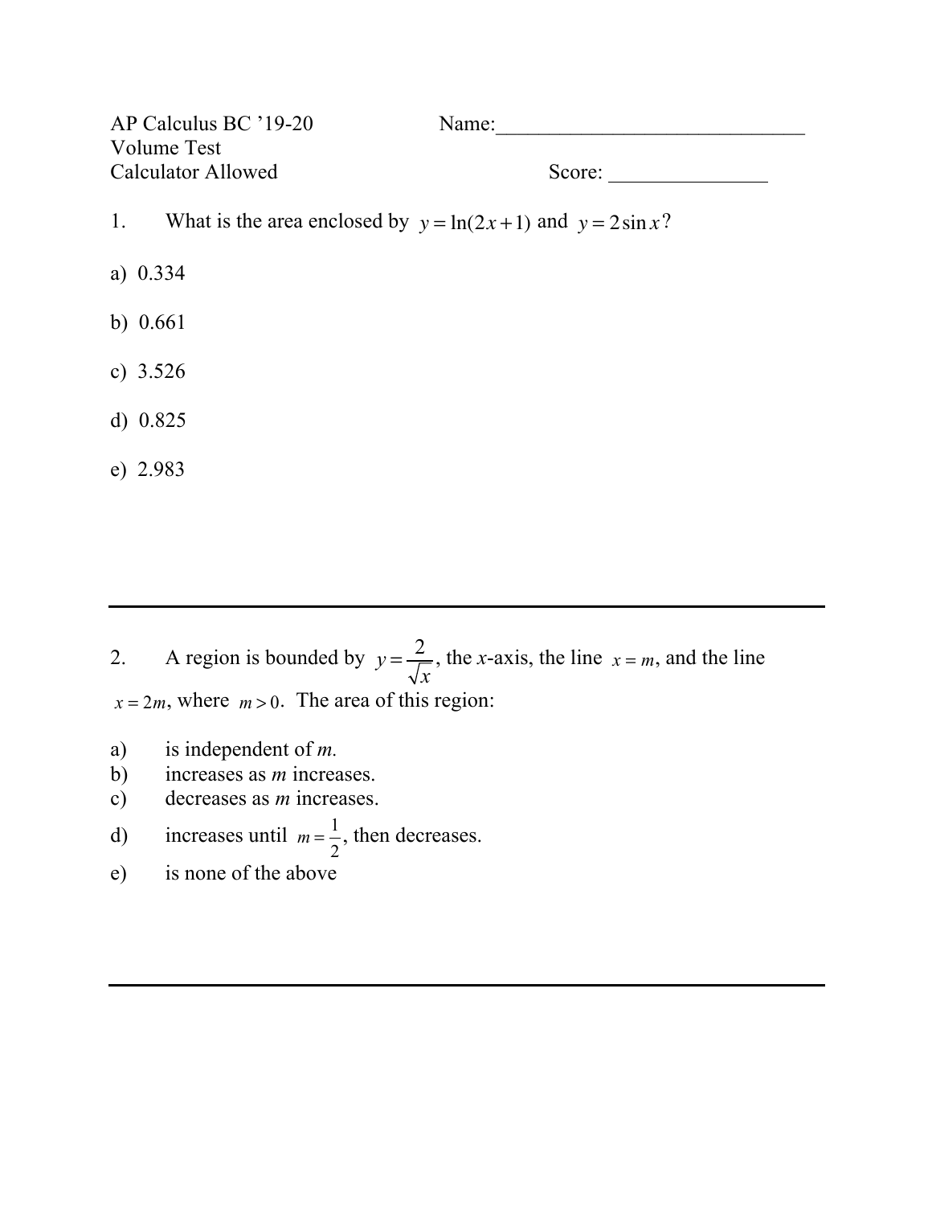AP Calculus BC '19-20 Name:______________________________

Volume Test

Calculator Allowed Score: _______________

1. What is the area enclosed by $y = \ln(2x+1)$ and $y = 2\sin x$?

a) 0.334

b) 0.661

c) 3.526

d) 0.825

e) 2.983

---

2. A region is bounded by $y = \dfrac{2}{\sqrt{x}}$, the *x*-axis, the line $x = m$, and the line $x = 2m$, where $m > 0$. The area of this region:

a) is independent of *m*.

b) increases as *m* increases.

c) decreases as *m* increases.

d) increases until $m = \frac{1}{2}$, then decreases.

e) is none of the above

---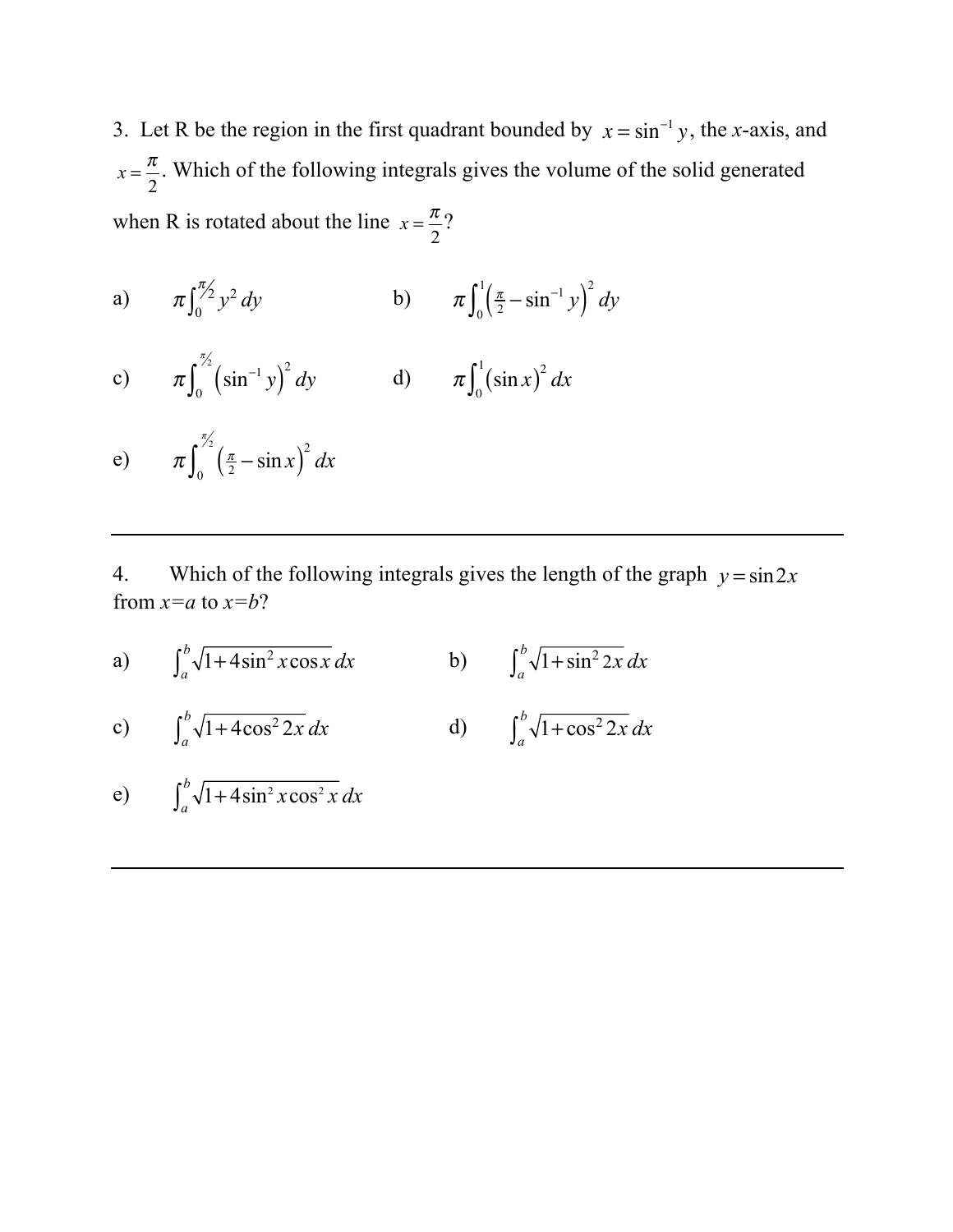3. Let R be the region in the first quadrant bounded by $x = \sin^{-1} y$, the $x$-axis, and $x = \frac{\pi}{2}$. Which of the following integrals gives the volume of the solid generated when R is rotated about the line $x = \frac{\pi}{2}$?

a) $\pi \int_0^{\pi/2} y^2 \, dy$

b) $\pi \int_0^1 \left( \frac{\pi}{2} - \sin^{-1} y \right)^2 dy$

c) $\pi \int_0^{\pi/2} \left( \sin^{-1} y \right)^2 dy$

d) $\pi \int_0^1 (\sin x)^2 \, dx$

e) $\pi \int_0^{\pi/2} \left( \frac{\pi}{2} - \sin x \right)^2 dx$

---

4. Which of the following integrals gives the length of the graph $y = \sin 2x$ from $x=a$ to $x=b$?

a) $\int_a^b \sqrt{1 + 4\sin^2 x \cos x} \, dx$

b) $\int_a^b \sqrt{1 + \sin^2 2x} \, dx$

c) $\int_a^b \sqrt{1 + 4\cos^2 2x} \, dx$

d) $\int_a^b \sqrt{1 + \cos^2 2x} \, dx$

e) $\int_a^b \sqrt{1 + 4\sin^2 x \cos^2 x} \, dx$

---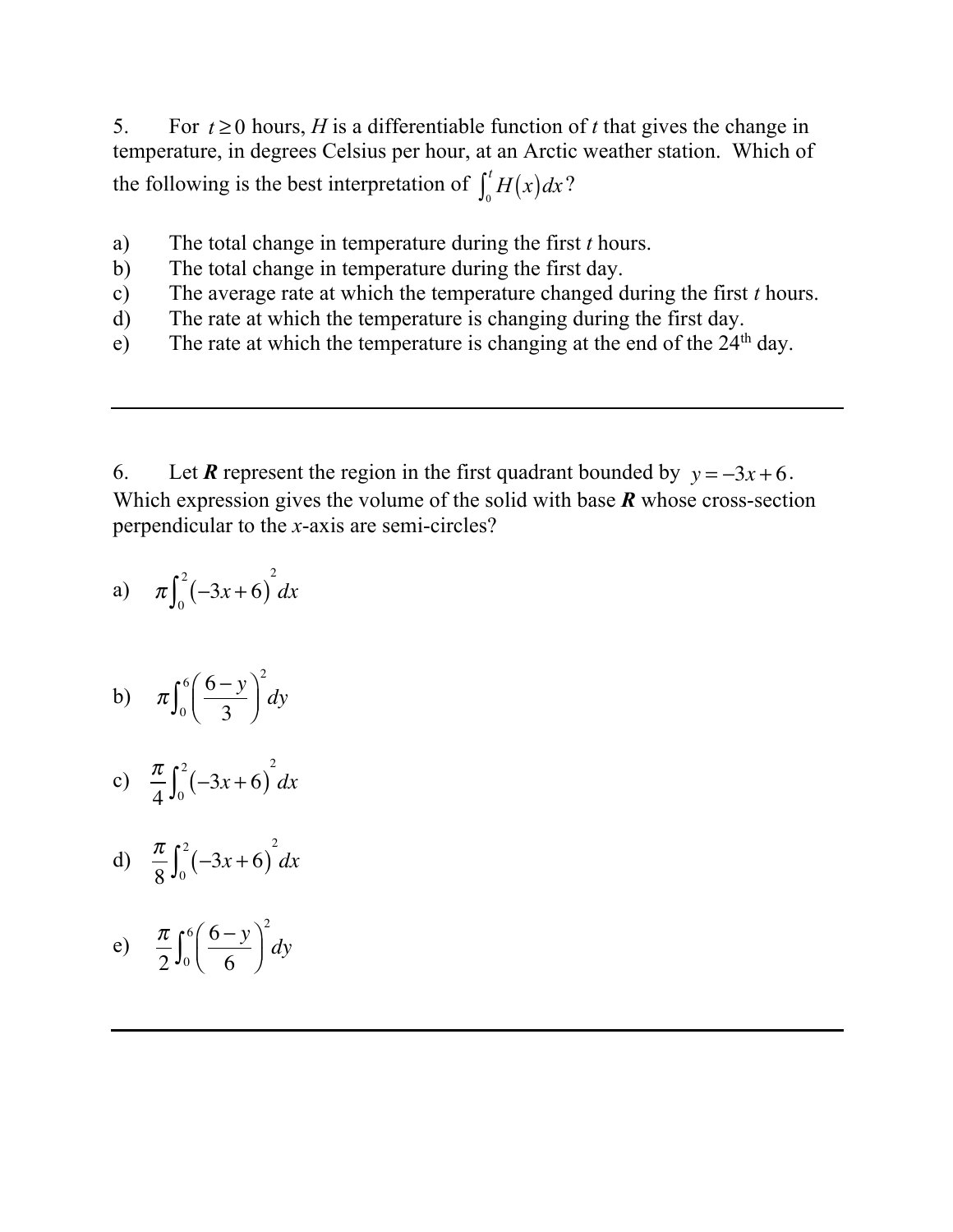5. For $t \geq 0$ hours, $H$ is a differentiable function of $t$ that gives the change in temperature, in degrees Celsius per hour, at an Arctic weather station. Which of the following is the best interpretation of $\int_0^t H(x)dx$?

a) The total change in temperature during the first $t$ hours.
b) The total change in temperature during the first day.
c) The average rate at which the temperature changed during the first $t$ hours.
d) The rate at which the temperature is changing during the first day.
e) The rate at which the temperature is changing at the end of the 24th day.

---

6. Let ***R*** represent the region in the first quadrant bounded by $y = -3x + 6$. Which expression gives the volume of the solid with base ***R*** whose cross-section perpendicular to the $x$-axis are semi-circles?

a) $\pi \int_0^2 (-3x+6)^2 dx$

b) $\pi \int_0^6 \left(\frac{6-y}{3}\right)^2 dy$

c) $\frac{\pi}{4} \int_0^2 (-3x+6)^2 dx$

d) $\frac{\pi}{8} \int_0^2 (-3x+6)^2 dx$

e) $\frac{\pi}{2} \int_0^6 \left(\frac{6-y}{6}\right)^2 dy$

---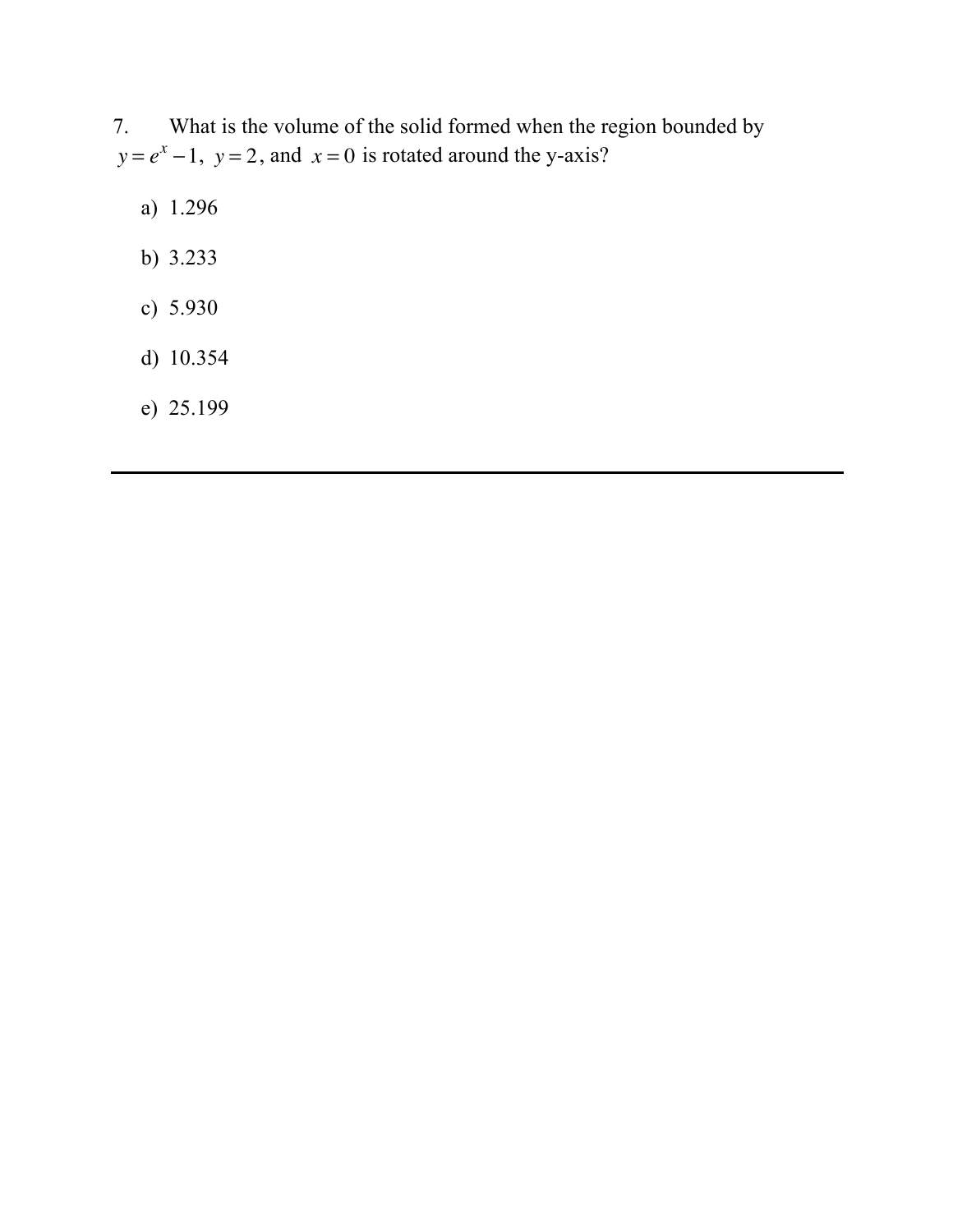7. What is the volume of the solid formed when the region bounded by $y = e^x - 1$, $y = 2$, and $x = 0$ is rotated around the y-axis?

a) 1.296

b) 3.233

c) 5.930

d) 10.354

e) 25.199

---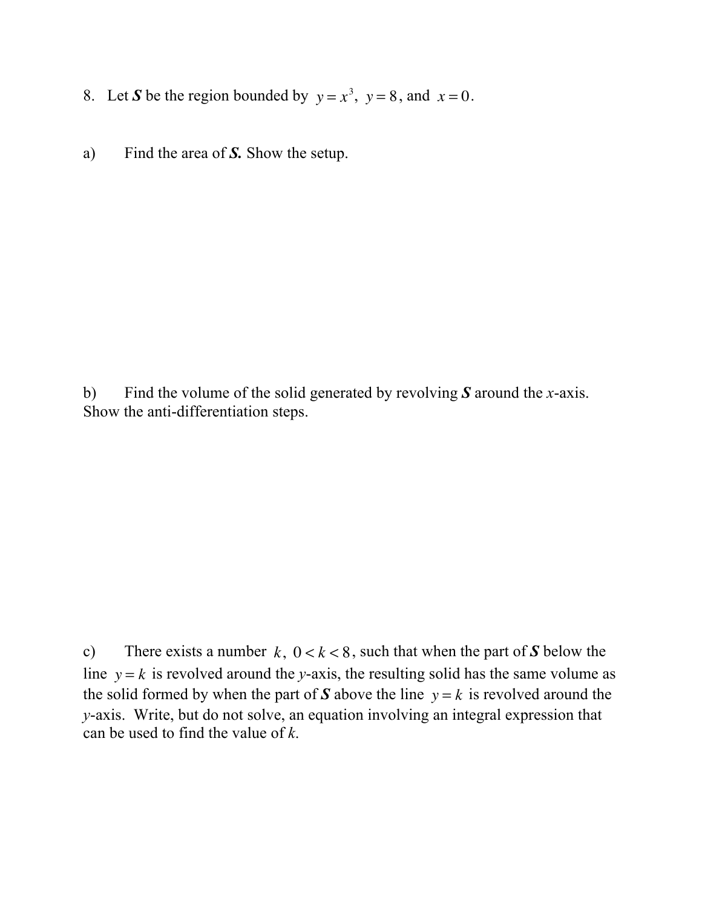8. Let ***S*** be the region bounded by $y = x^3$, $y = 8$, and $x = 0$.

a) Find the area of ***S.*** Show the setup.

b) Find the volume of the solid generated by revolving ***S*** around the *x*-axis. Show the anti-differentiation steps.

c) There exists a number $k$, $0 < k < 8$, such that when the part of ***S*** below the line $y = k$ is revolved around the *y*-axis, the resulting solid has the same volume as the solid formed by when the part of ***S*** above the line $y = k$ is revolved around the *y*-axis. Write, but do not solve, an equation involving an integral expression that can be used to find the value of *k*.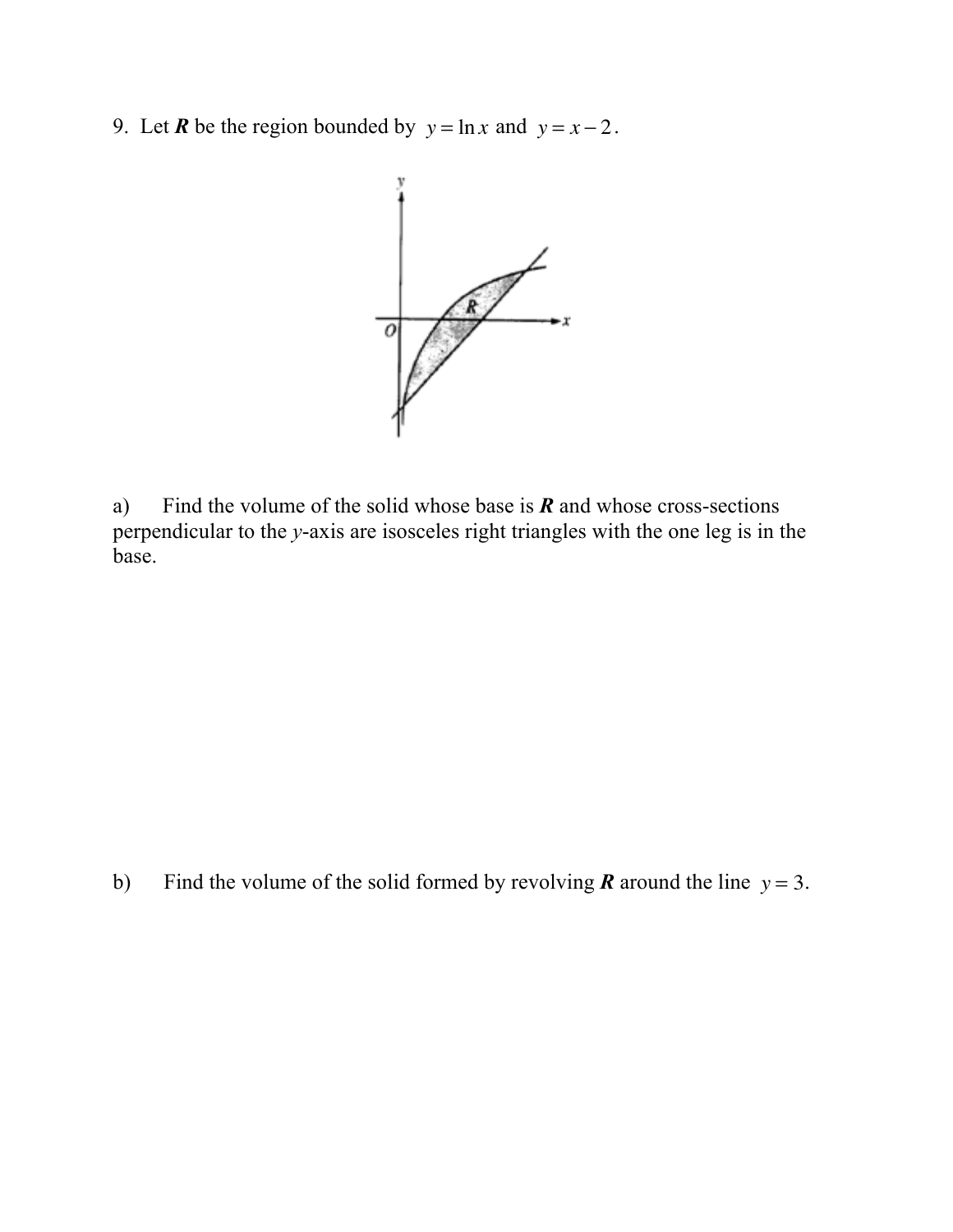9. Let $\boldsymbol{R}$ be the region bounded by $y = \ln x$ and $y = x - 2$.

y

R

O

x

a) Find the volume of the solid whose base is $\boldsymbol{R}$ and whose cross-sections perpendicular to the $y$-axis are isosceles right triangles with the one leg is in the base.

b) Find the volume of the solid formed by revolving $\boldsymbol{R}$ around the line $y = 3$.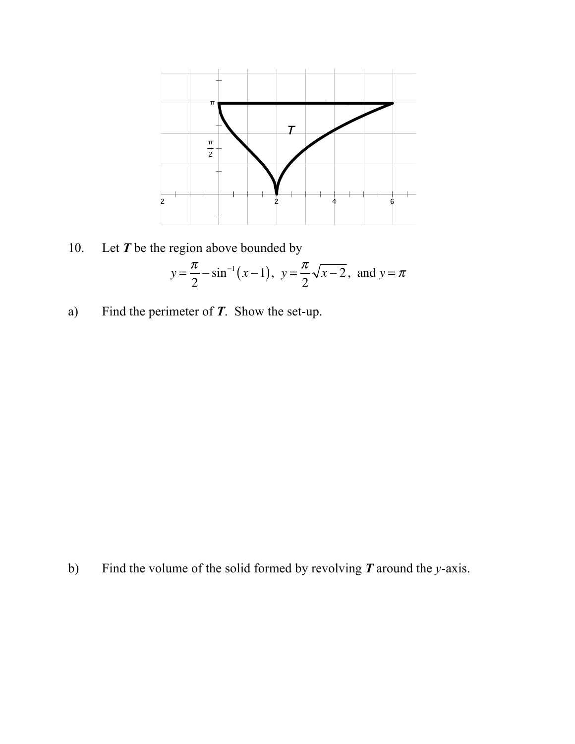π

π/2

2

2

4

6

T

10. Let ***T*** be the region above bounded by

$$y = \frac{\pi}{2} - \sin^{-1}(x-1),\ y = \frac{\pi}{2}\sqrt{x-2},\ \text{and } y = \pi$$

a) Find the perimeter of ***T***. Show the set-up.

b) Find the volume of the solid formed by revolving ***T*** around the $y$-axis.